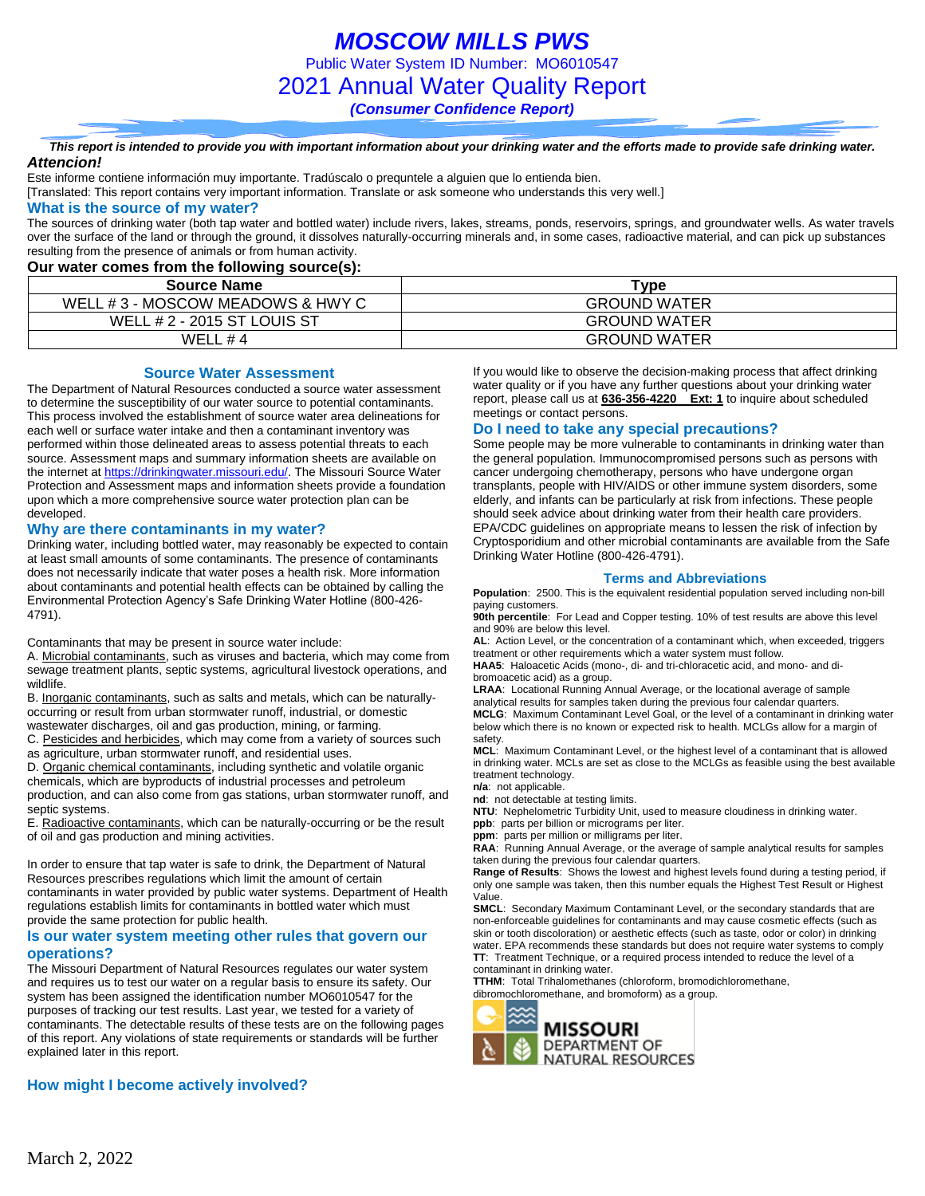# MOSCOW MILLS PWS

Public Water System ID Number: MO6010547

## 2021 Annual Water Quality Report

***(Consumer Confidence Report)***

***This report is intended to provide you with important information about your drinking water and the efforts made to provide safe drinking water.***

***Attencion!***

Este informe contiene información muy importante. Tradúscalo o prequntele a alguien que lo entienda bien.
[Translated: This report contains very important information. Translate or ask someone who understands this very well.]

### What is the source of my water?

The sources of drinking water (both tap water and bottled water) include rivers, lakes, streams, ponds, reservoirs, springs, and groundwater wells. As water travels over the surface of the land or through the ground, it dissolves naturally-occurring minerals and, in some cases, radioactive material, and can pick up substances resulting from the presence of animals or from human activity.

**Our water comes from the following source(s):**

| Source Name | Type |
|---|---|
| WELL # 3 - MOSCOW MEADOWS & HWY C | GROUND WATER |
| WELL # 2 - 2015 ST LOUIS ST | GROUND WATER |
| WELL # 4 | GROUND WATER |

### Source Water Assessment

The Department of Natural Resources conducted a source water assessment to determine the susceptibility of our water source to potential contaminants. This process involved the establishment of source water area delineations for each well or surface water intake and then a contaminant inventory was performed within those delineated areas to assess potential threats to each source. Assessment maps and summary information sheets are available on the internet at https://drinkingwater.missouri.edu/. The Missouri Source Water Protection and Assessment maps and information sheets provide a foundation upon which a more comprehensive source water protection plan can be developed.

### Why are there contaminants in my water?

Drinking water, including bottled water, may reasonably be expected to contain at least small amounts of some contaminants. The presence of contaminants does not necessarily indicate that water poses a health risk. More information about contaminants and potential health effects can be obtained by calling the Environmental Protection Agency's Safe Drinking Water Hotline (800-426-4791).

Contaminants that may be present in source water include:

A. Microbial contaminants, such as viruses and bacteria, which may come from sewage treatment plants, septic systems, agricultural livestock operations, and wildlife.

B. Inorganic contaminants, such as salts and metals, which can be naturally-occurring or result from urban stormwater runoff, industrial, or domestic wastewater discharges, oil and gas production, mining, or farming.

C. Pesticides and herbicides, which may come from a variety of sources such as agriculture, urban stormwater runoff, and residential uses.

D. Organic chemical contaminants, including synthetic and volatile organic chemicals, which are byproducts of industrial processes and petroleum production, and can also come from gas stations, urban stormwater runoff, and septic systems.

E. Radioactive contaminants, which can be naturally-occurring or be the result of oil and gas production and mining activities.

In order to ensure that tap water is safe to drink, the Department of Natural Resources prescribes regulations which limit the amount of certain contaminants in water provided by public water systems. Department of Health regulations establish limits for contaminants in bottled water which must provide the same protection for public health.

### Is our water system meeting other rules that govern our operations?

The Missouri Department of Natural Resources regulates our water system and requires us to test our water on a regular basis to ensure its safety. Our system has been assigned the identification number MO6010547 for the purposes of tracking our test results. Last year, we tested for a variety of contaminants. The detectable results of these tests are on the following pages of this report. Any violations of state requirements or standards will be further explained later in this report.

### How might I become actively involved?

If you would like to observe the decision-making process that affect drinking water quality or if you have any further questions about your drinking water report, please call us at **636-356-4220 Ext: 1** to inquire about scheduled meetings or contact persons.

### Do I need to take any special precautions?

Some people may be more vulnerable to contaminants in drinking water than the general population. Immunocompromised persons such as persons with cancer undergoing chemotherapy, persons who have undergone organ transplants, people with HIV/AIDS or other immune system disorders, some elderly, and infants can be particularly at risk from infections. These people should seek advice about drinking water from their health care providers. EPA/CDC guidelines on appropriate means to lessen the risk of infection by Cryptosporidium and other microbial contaminants are available from the Safe Drinking Water Hotline (800-426-4791).

### Terms and Abbreviations

**Population**: 2500. This is the equivalent residential population served including non-bill paying customers.

**90th percentile**: For Lead and Copper testing. 10% of test results are above this level and 90% are below this level.

**AL**: Action Level, or the concentration of a contaminant which, when exceeded, triggers treatment or other requirements which a water system must follow.

**HAA5**: Haloacetic Acids (mono-, di- and tri-chloracetic acid, and mono- and di-bromoacetic acid) as a group.

**LRAA**: Locational Running Annual Average, or the locational average of sample analytical results for samples taken during the previous four calendar quarters.

**MCLG**: Maximum Contaminant Level Goal, or the level of a contaminant in drinking water below which there is no known or expected risk to health. MCLGs allow for a margin of safety.

**MCL**: Maximum Contaminant Level, or the highest level of a contaminant that is allowed in drinking water. MCLs are set as close to the MCLGs as feasible using the best available treatment technology.

**n/a**: not applicable.

**nd**: not detectable at testing limits.

**NTU**: Nephelometric Turbidity Unit, used to measure cloudiness in drinking water.

**ppb**: parts per billion or micrograms per liter.

**ppm**: parts per million or milligrams per liter.

**RAA**: Running Annual Average, or the average of sample analytical results for samples taken during the previous four calendar quarters.

**Range of Results**: Shows the lowest and highest levels found during a testing period, if only one sample was taken, then this number equals the Highest Test Result or Highest Value.

**SMCL**: Secondary Maximum Contaminant Level, or the secondary standards that are non-enforceable guidelines for contaminants and may cause cosmetic effects (such as skin or tooth discoloration) or aesthetic effects (such as taste, odor or color) in drinking water. EPA recommends these standards but does not require water systems to comply

**TT**: Treatment Technique, or a required process intended to reduce the level of a contaminant in drinking water.

**TTHM**: Total Trihalomethanes (chloroform, bromodichloromethane, dibromochloromethane, and bromoform) as a group.

MISSOURI DEPARTMENT OF NATURAL RESOURCES

March 2, 2022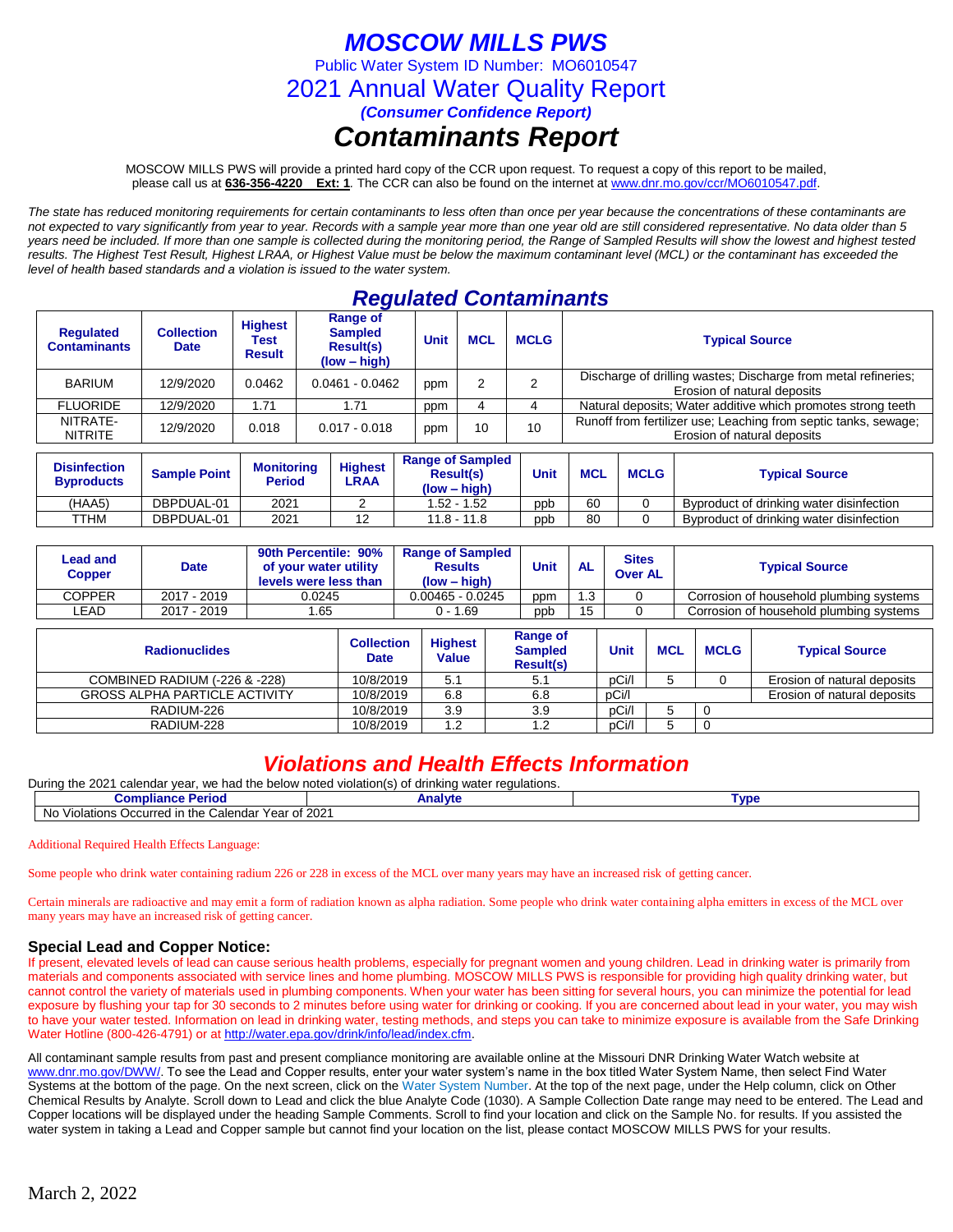# MOSCOW MILLS PWS

Public Water System ID Number: MO6010547

## 2021 Annual Water Quality Report

***(Consumer Confidence Report)***

# *Contaminants Report*

MOSCOW MILLS PWS will provide a printed hard copy of the CCR upon request. To request a copy of this report to be mailed, please call us at **636-356-4220 Ext: 1**. The CCR can also be found on the internet at www.dnr.mo.gov/ccr/MO6010547.pdf.

*The state has reduced monitoring requirements for certain contaminants to less often than once per year because the concentrations of these contaminants are not expected to vary significantly from year to year. Records with a sample year more than one year old are still considered representative. No data older than 5 years need be included. If more than one sample is collected during the monitoring period, the Range of Sampled Results will show the lowest and highest tested results. The Highest Test Result, Highest LRAA, or Highest Value must be below the maximum contaminant level (MCL) or the contaminant has exceeded the level of health based standards and a violation is issued to the water system.*

## *Regulated Contaminants*

| Regulated Contaminants | Collection Date | Highest Test Result | Range of Sampled Result(s) (low – high) | Unit | MCL | MCLG | Typical Source |
|---|---|---|---|---|---|---|---|
| BARIUM | 12/9/2020 | 0.0462 | 0.0461 - 0.0462 | ppm | 2 | 2 | Discharge of drilling wastes; Discharge from metal refineries; Erosion of natural deposits |
| FLUORIDE | 12/9/2020 | 1.71 | 1.71 | ppm | 4 | 4 | Natural deposits; Water additive which promotes strong teeth |
| NITRATE-NITRITE | 12/9/2020 | 0.018 | 0.017 - 0.018 | ppm | 10 | 10 | Runoff from fertilizer use; Leaching from septic tanks, sewage; Erosion of natural deposits |

| Disinfection Byproducts | Sample Point | Monitoring Period | Highest LRAA | Range of Sampled Result(s) (low – high) | Unit | MCL | MCLG | Typical Source |
|---|---|---|---|---|---|---|---|---|
| (HAA5) | DBPDUAL-01 | 2021 | 2 | 1.52 - 1.52 | ppb | 60 | 0 | Byproduct of drinking water disinfection |
| TTHM | DBPDUAL-01 | 2021 | 12 | 11.8 - 11.8 | ppb | 80 | 0 | Byproduct of drinking water disinfection |

| Lead and Copper | Date | 90th Percentile: 90% of your water utility levels were less than | Range of Sampled Results (low – high) | Unit | AL | Sites Over AL | Typical Source |
|---|---|---|---|---|---|---|---|
| COPPER | 2017 - 2019 | 0.0245 | 0.00465 - 0.0245 | ppm | 1.3 | 0 | Corrosion of household plumbing systems |
| LEAD | 2017 - 2019 | 1.65 | 0 - 1.69 | ppb | 15 | 0 | Corrosion of household plumbing systems |

| Radionuclides | Collection Date | Highest Value | Range of Sampled Result(s) | Unit | MCL | MCLG | Typical Source |
|---|---|---|---|---|---|---|---|
| COMBINED RADIUM (-226 & -228) | 10/8/2019 | 5.1 | 5.1 | pCi/l | 5 | 0 | Erosion of natural deposits |
| GROSS ALPHA PARTICLE ACTIVITY | 10/8/2019 | 6.8 | 6.8 | pCi/l | | | Erosion of natural deposits |
| RADIUM-226 | 10/8/2019 | 3.9 | 3.9 | pCi/l | 5 | 0 | |
| RADIUM-228 | 10/8/2019 | 1.2 | 1.2 | pCi/l | 5 | 0 | |

## *Violations and Health Effects Information*

During the 2021 calendar year, we had the below noted violation(s) of drinking water regulations.

| Compliance Period | Analyte | Type |
|---|---|---|
| No Violations Occurred in the Calendar Year of 2021 | | |

Additional Required Health Effects Language:

Some people who drink water containing radium 226 or 228 in excess of the MCL over many years may have an increased risk of getting cancer.

Certain minerals are radioactive and may emit a form of radiation known as alpha radiation. Some people who drink water containing alpha emitters in excess of the MCL over many years may have an increased risk of getting cancer.

### Special Lead and Copper Notice:

If present, elevated levels of lead can cause serious health problems, especially for pregnant women and young children. Lead in drinking water is primarily from materials and components associated with service lines and home plumbing. MOSCOW MILLS PWS is responsible for providing high quality drinking water, but cannot control the variety of materials used in plumbing components. When your water has been sitting for several hours, you can minimize the potential for lead exposure by flushing your tap for 30 seconds to 2 minutes before using water for drinking or cooking. If you are concerned about lead in your water, you may wish to have your water tested. Information on lead in drinking water, testing methods, and steps you can take to minimize exposure is available from the Safe Drinking Water Hotline (800-426-4791) or at http://water.epa.gov/drink/info/lead/index.cfm.

All contaminant sample results from past and present compliance monitoring are available online at the Missouri DNR Drinking Water Watch website at www.dnr.mo.gov/DWW/. To see the Lead and Copper results, enter your water system's name in the box titled Water System Name, then select Find Water Systems at the bottom of the page. On the next screen, click on the Water System Number. At the top of the next page, under the Help column, click on Other Chemical Results by Analyte. Scroll down to Lead and click the blue Analyte Code (1030). A Sample Collection Date range may need to be entered. The Lead and Copper locations will be displayed under the heading Sample Comments. Scroll to find your location and click on the Sample No. for results. If you assisted the water system in taking a Lead and Copper sample but cannot find your location on the list, please contact MOSCOW MILLS PWS for your results.

March 2, 2022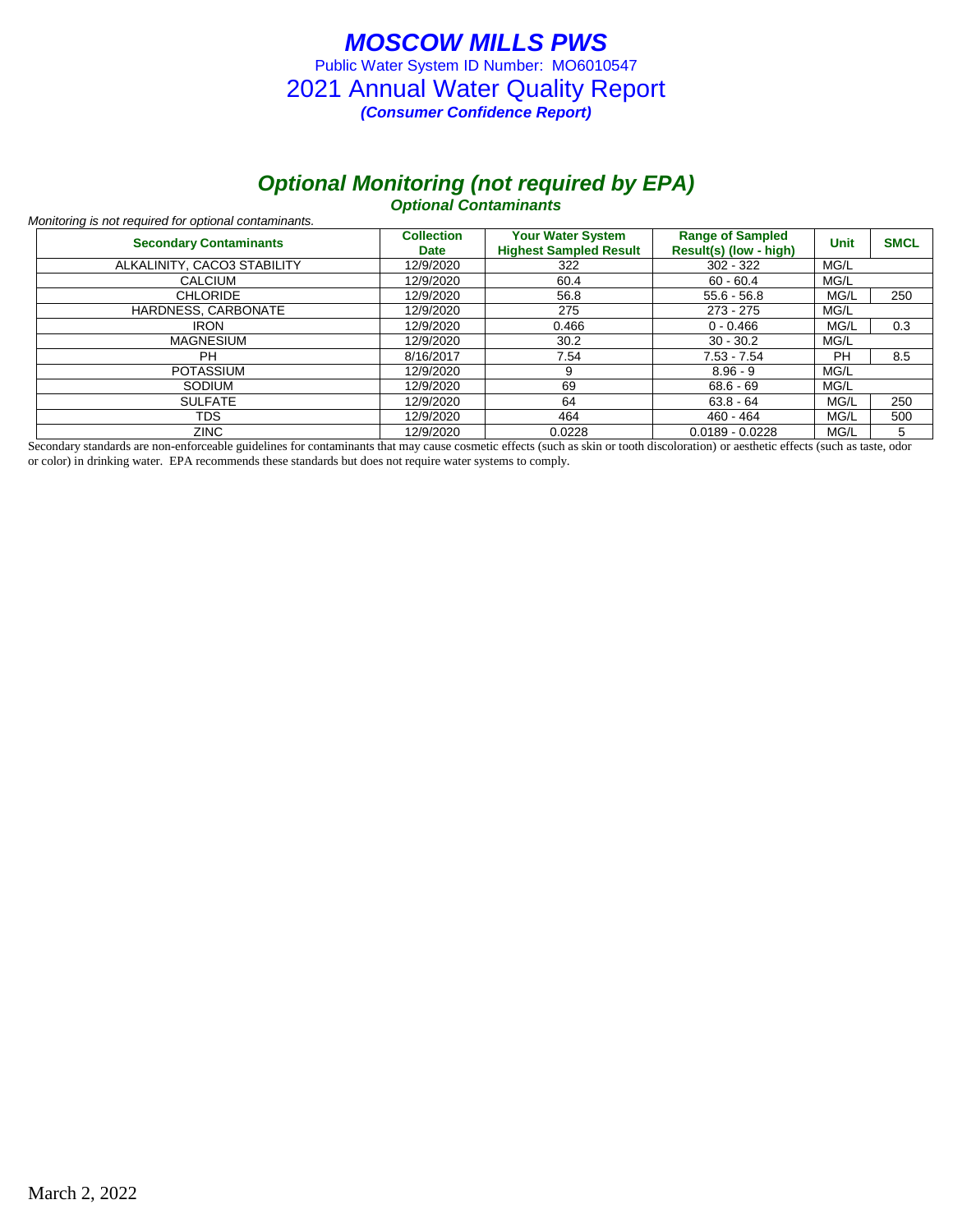# MOSCOW MILLS PWS

Public Water System ID Number: MO6010547

2021 Annual Water Quality Report

***(Consumer Confidence Report)***

## *Optional Monitoring (not required by EPA)*

### *Optional Contaminants*

*Monitoring is not required for optional contaminants.*

| Secondary Contaminants | Collection Date | Your Water System Highest Sampled Result | Range of Sampled Result(s) (low - high) | Unit | SMCL |
|---|---|---|---|---|---|
| ALKALINITY, CACO3 STABILITY | 12/9/2020 | 322 | 302 - 322 | MG/L | |
| CALCIUM | 12/9/2020 | 60.4 | 60 - 60.4 | MG/L | |
| CHLORIDE | 12/9/2020 | 56.8 | 55.6 - 56.8 | MG/L | 250 |
| HARDNESS, CARBONATE | 12/9/2020 | 275 | 273 - 275 | MG/L | |
| IRON | 12/9/2020 | 0.466 | 0 - 0.466 | MG/L | 0.3 |
| MAGNESIUM | 12/9/2020 | 30.2 | 30 - 30.2 | MG/L | |
| PH | 8/16/2017 | 7.54 | 7.53 - 7.54 | PH | 8.5 |
| POTASSIUM | 12/9/2020 | 9 | 8.96 - 9 | MG/L | |
| SODIUM | 12/9/2020 | 69 | 68.6 - 69 | MG/L | |
| SULFATE | 12/9/2020 | 64 | 63.8 - 64 | MG/L | 250 |
| TDS | 12/9/2020 | 464 | 460 - 464 | MG/L | 500 |
| ZINC | 12/9/2020 | 0.0228 | 0.0189 - 0.0228 | MG/L | 5 |

Secondary standards are non-enforceable guidelines for contaminants that may cause cosmetic effects (such as skin or tooth discoloration) or aesthetic effects (such as taste, odor or color) in drinking water. EPA recommends these standards but does not require water systems to comply.

March 2, 2022